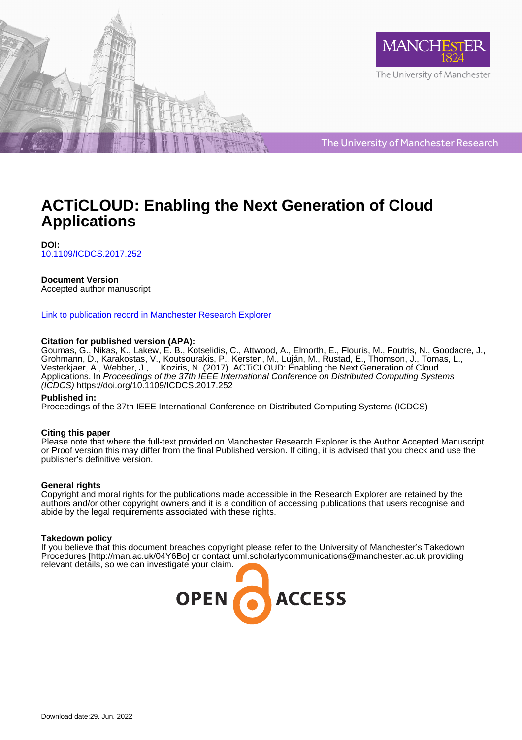The University of Manchester Research

# ACTiCLOUD: Enabling the Next Generation of Cloud Applications

**DOI:**
10.1109/ICDCS.2017.252

**Document Version**
Accepted author manuscript

Link to publication record in Manchester Research Explorer

**Citation for published version (APA):**
Goumas, G., Nikas, K., Lakew, E. B., Kotselidis, C., Attwood, A., Elmorth, E., Flouris, M., Foutris, N., Goodacre, J., Grohmann, D., Karakostas, V., Koutsourakis, P., Kersten, M., Luján, M., Rustad, E., Thomson, J., Tomas, L., Vesterkjaer, A., Webber, J., ... Koziris, N. (2017). ACTiCLOUD: Enabling the Next Generation of Cloud Applications. In *Proceedings of the 37th IEEE International Conference on Distributed Computing Systems (ICDCS)* https://doi.org/10.1109/ICDCS.2017.252

**Published in:**
Proceedings of the 37th IEEE International Conference on Distributed Computing Systems (ICDCS)

**Citing this paper**
Please note that where the full-text provided on Manchester Research Explorer is the Author Accepted Manuscript or Proof version this may differ from the final Published version. If citing, it is advised that you check and use the publisher's definitive version.

**General rights**
Copyright and moral rights for the publications made accessible in the Research Explorer are retained by the authors and/or other copyright owners and it is a condition of accessing publications that users recognise and abide by the legal requirements associated with these rights.

**Takedown policy**
If you believe that this document breaches copyright please refer to the University of Manchester's Takedown Procedures [http://man.ac.uk/04Y6Bo] or contact uml.scholarlycommunications@manchester.ac.uk providing relevant details, so we can investigate your claim.

Download date:29. Jun. 2022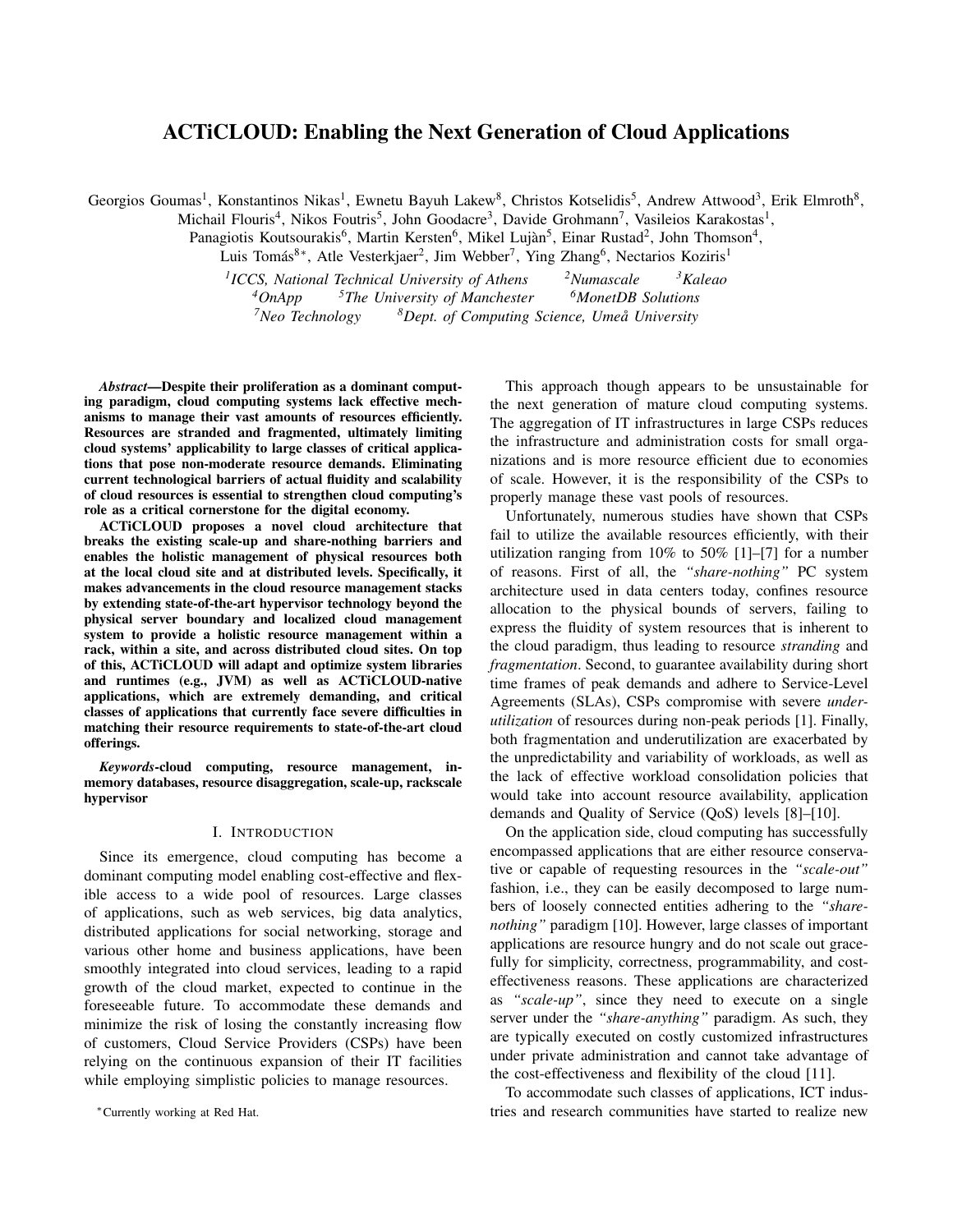# ACTiCLOUD: Enabling the Next Generation of Cloud Applications

Georgios Goumas[1], Konstantinos Nikas[1], Ewnetu Bayuh Lakew[8], Christos Kotselidis[5], Andrew Attwood[3], Erik Elmroth[8], Michail Flouris[4], Nikos Foutris[5], John Goodacre[3], Davide Grohmann[7], Vasileios Karakostas[1], Panagiotis Koutsourakis[6], Martin Kersten[6], Mikel Luján[5], Einar Rustad[2], John Thomson[4], Luis Tomás[8]*, Atle Vesterkjaer[2], Jim Webber[7], Ying Zhang[6], Nectarios Koziris[1]

*[1]ICCS, National Technical University of Athens [2]Numascale [3]Kaleao*
*[4]OnApp [5]The University of Manchester [6]MonetDB Solutions*
*[7]Neo Technology [8]Dept. of Computing Science, Umeå University*

***Abstract*—Despite their proliferation as a dominant computing paradigm, cloud computing systems lack effective mechanisms to manage their vast amounts of resources efficiently. Resources are stranded and fragmented, ultimately limiting cloud systems' applicability to large classes of critical applications that pose non-moderate resource demands. Eliminating current technological barriers of actual fluidity and scalability of cloud resources is essential to strengthen cloud computing's role as a critical cornerstone for the digital economy.**

**ACTiCLOUD proposes a novel cloud architecture that breaks the existing scale-up and share-nothing barriers and enables the holistic management of physical resources both at the local cloud site and at distributed levels. Specifically, it makes advancements in the cloud resource management stacks by extending state-of-the-art hypervisor technology beyond the physical server boundary and localized cloud management system to provide a holistic resource management within a rack, within a site, and across distributed cloud sites. On top of this, ACTiCLOUD will adapt and optimize system libraries and runtimes (e.g., JVM) as well as ACTiCLOUD-native applications, which are extremely demanding, and critical classes of applications that currently face severe difficulties in matching their resource requirements to state-of-the-art cloud offerings.**

***Keywords*-cloud computing, resource management, inmemory databases, resource disaggregation, scale-up, rackscale hypervisor**

## I. Introduction

Since its emergence, cloud computing has become a dominant computing model enabling cost-effective and flexible access to a wide pool of resources. Large classes of applications, such as web services, big data analytics, distributed applications for social networking, storage and various other home and business applications, have been smoothly integrated into cloud services, leading to a rapid growth of the cloud market, expected to continue in the foreseeable future. To accommodate these demands and minimize the risk of losing the constantly increasing flow of customers, Cloud Service Providers (CSPs) have been relying on the continuous expansion of their IT facilities while employing simplistic policies to manage resources.

This approach though appears to be unsustainable for the next generation of mature cloud computing systems. The aggregation of IT infrastructures in large CSPs reduces the infrastructure and administration costs for small organizations and is more resource efficient due to economies of scale. However, it is the responsibility of the CSPs to properly manage these vast pools of resources.

Unfortunately, numerous studies have shown that CSPs fail to utilize the available resources efficiently, with their utilization ranging from 10% to 50% [1]–[7] for a number of reasons. First of all, the *"share-nothing"* PC system architecture used in data centers today, confines resource allocation to the physical bounds of servers, failing to express the fluidity of system resources that is inherent to the cloud paradigm, thus leading to resource *stranding* and *fragmentation*. Second, to guarantee availability during short time frames of peak demands and adhere to Service-Level Agreements (SLAs), CSPs compromise with severe *underutilization* of resources during non-peak periods [1]. Finally, both fragmentation and underutilization are exacerbated by the unpredictability and variability of workloads, as well as the lack of effective workload consolidation policies that would take into account resource availability, application demands and Quality of Service (QoS) levels [8]–[10].

On the application side, cloud computing has successfully encompassed applications that are either resource conservative or capable of requesting resources in the *"scale-out"* fashion, i.e., they can be easily decomposed to large numbers of loosely connected entities adhering to the *"share-nothing"* paradigm [10]. However, large classes of important applications are resource hungry and do not scale out gracefully for simplicity, correctness, programmability, and cost-effectiveness reasons. These applications are characterized as *"scale-up"*, since they need to execute on a single server under the *"share-anything"* paradigm. As such, they are typically executed on costly customized infrastructures under private administration and cannot take advantage of the cost-effectiveness and flexibility of the cloud [11].

To accommodate such classes of applications, ICT industries and research communities have started to realize new

*Currently working at Red Hat.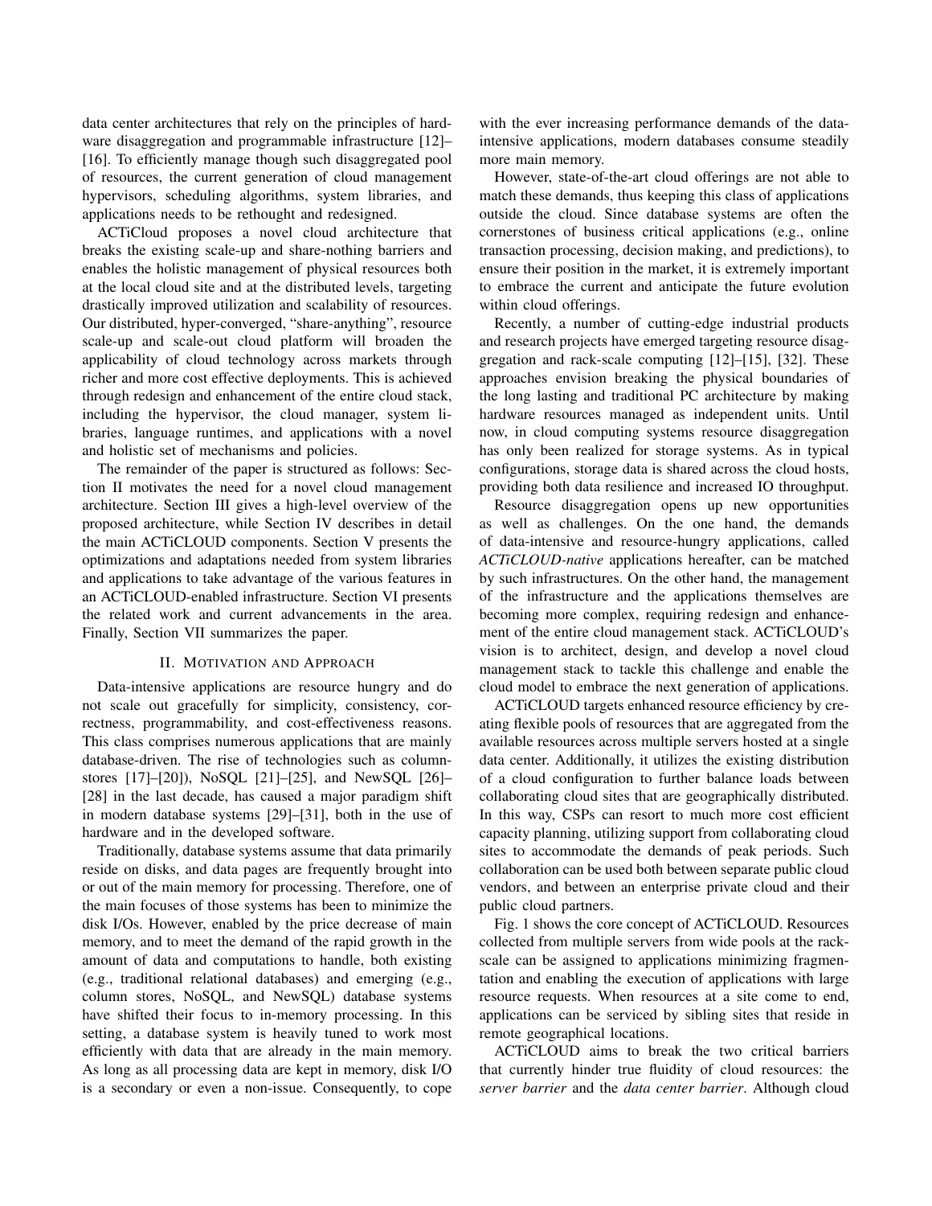data center architectures that rely on the principles of hardware disaggregation and programmable infrastructure [12]–[16]. To efficiently manage though such disaggregated pool of resources, the current generation of cloud management hypervisors, scheduling algorithms, system libraries, and applications needs to be rethought and redesigned.

ACTiCloud proposes a novel cloud architecture that breaks the existing scale-up and share-nothing barriers and enables the holistic management of physical resources both at the local cloud site and at the distributed levels, targeting drastically improved utilization and scalability of resources. Our distributed, hyper-converged, "share-anything", resource scale-up and scale-out cloud platform will broaden the applicability of cloud technology across markets through richer and more cost effective deployments. This is achieved through redesign and enhancement of the entire cloud stack, including the hypervisor, the cloud manager, system libraries, language runtimes, and applications with a novel and holistic set of mechanisms and policies.

The remainder of the paper is structured as follows: Section II motivates the need for a novel cloud management architecture. Section III gives a high-level overview of the proposed architecture, while Section IV describes in detail the main ACTiCLOUD components. Section V presents the optimizations and adaptations needed from system libraries and applications to take advantage of the various features in an ACTiCLOUD-enabled infrastructure. Section VI presents the related work and current advancements in the area. Finally, Section VII summarizes the paper.

## II. Motivation and Approach

Data-intensive applications are resource hungry and do not scale out gracefully for simplicity, consistency, correctness, programmability, and cost-effectiveness reasons. This class comprises numerous applications that are mainly database-driven. The rise of technologies such as column-stores [17]–[20]), NoSQL [21]–[25], and NewSQL [26]–[28] in the last decade, has caused a major paradigm shift in modern database systems [29]–[31], both in the use of hardware and in the developed software.

Traditionally, database systems assume that data primarily reside on disks, and data pages are frequently brought into or out of the main memory for processing. Therefore, one of the main focuses of those systems has been to minimize the disk I/Os. However, enabled by the price decrease of main memory, and to meet the demand of the rapid growth in the amount of data and computations to handle, both existing (e.g., traditional relational databases) and emerging (e.g., column stores, NoSQL, and NewSQL) database systems have shifted their focus to in-memory processing. In this setting, a database system is heavily tuned to work most efficiently with data that are already in the main memory. As long as all processing data are kept in memory, disk I/O is a secondary or even a non-issue. Consequently, to cope with the ever increasing performance demands of the data-intensive applications, modern databases consume steadily more main memory.

However, state-of-the-art cloud offerings are not able to match these demands, thus keeping this class of applications outside the cloud. Since database systems are often the cornerstones of business critical applications (e.g., online transaction processing, decision making, and predictions), to ensure their position in the market, it is extremely important to embrace the current and anticipate the future evolution within cloud offerings.

Recently, a number of cutting-edge industrial products and research projects have emerged targeting resource disaggregation and rack-scale computing [12]–[15], [32]. These approaches envision breaking the physical boundaries of the long lasting and traditional PC architecture by making hardware resources managed as independent units. Until now, in cloud computing systems resource disaggregation has only been realized for storage systems. As in typical configurations, storage data is shared across the cloud hosts, providing both data resilience and increased IO throughput.

Resource disaggregation opens up new opportunities as well as challenges. On the one hand, the demands of data-intensive and resource-hungry applications, called *ACTiCLOUD-native* applications hereafter, can be matched by such infrastructures. On the other hand, the management of the infrastructure and the applications themselves are becoming more complex, requiring redesign and enhancement of the entire cloud management stack. ACTiCLOUD's vision is to architect, design, and develop a novel cloud management stack to tackle this challenge and enable the cloud model to embrace the next generation of applications.

ACTiCLOUD targets enhanced resource efficiency by creating flexible pools of resources that are aggregated from the available resources across multiple servers hosted at a single data center. Additionally, it utilizes the existing distribution of a cloud configuration to further balance loads between collaborating cloud sites that are geographically distributed. In this way, CSPs can resort to much more cost efficient capacity planning, utilizing support from collaborating cloud sites to accommodate the demands of peak periods. Such collaboration can be used both between separate public cloud vendors, and between an enterprise private cloud and their public cloud partners.

Fig. 1 shows the core concept of ACTiCLOUD. Resources collected from multiple servers from wide pools at the rack-scale can be assigned to applications minimizing fragmentation and enabling the execution of applications with large resource requests. When resources at a site come to end, applications can be serviced by sibling sites that reside in remote geographical locations.

ACTiCLOUD aims to break the two critical barriers that currently hinder true fluidity of cloud resources: the *server barrier* and the *data center barrier*. Although cloud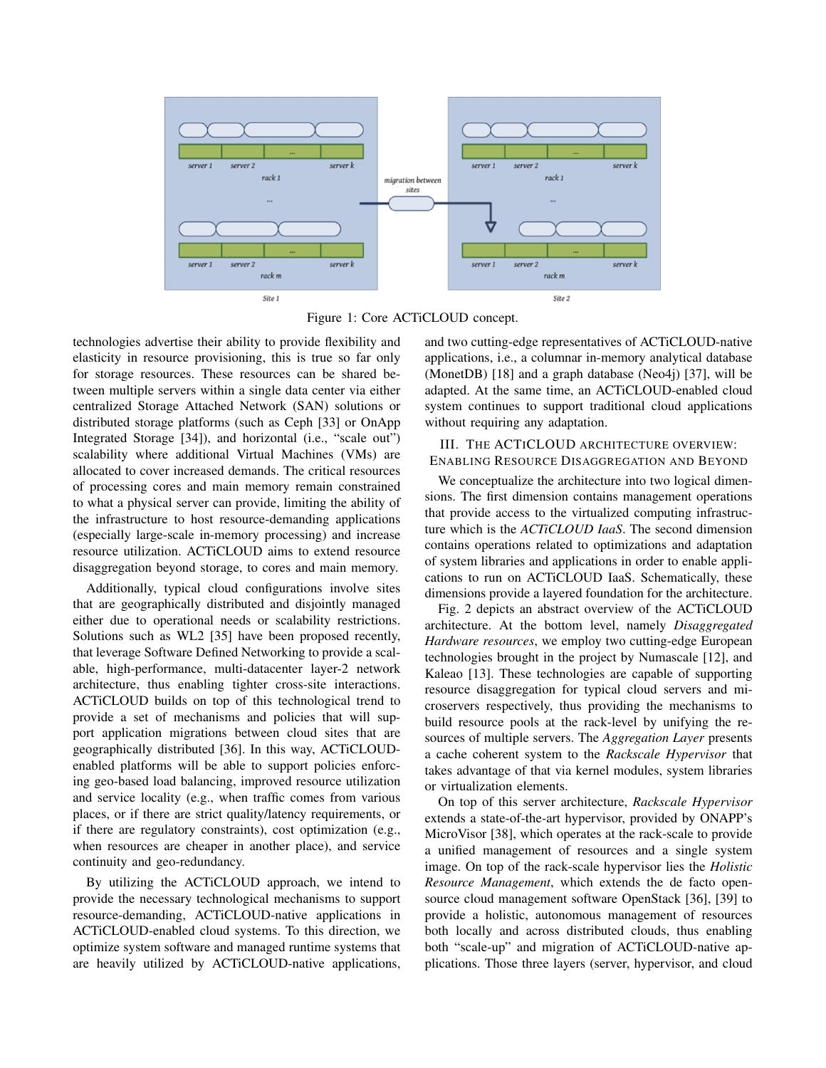Figure 1: Core ACTiCLOUD concept.

technologies advertise their ability to provide flexibility and elasticity in resource provisioning, this is true so far only for storage resources. These resources can be shared between multiple servers within a single data center via either centralized Storage Attached Network (SAN) solutions or distributed storage platforms (such as Ceph [33] or OnApp Integrated Storage [34]), and horizontal (i.e., "scale out") scalability where additional Virtual Machines (VMs) are allocated to cover increased demands. The critical resources of processing cores and main memory remain constrained to what a physical server can provide, limiting the ability of the infrastructure to host resource-demanding applications (especially large-scale in-memory processing) and increase resource utilization. ACTiCLOUD aims to extend resource disaggregation beyond storage, to cores and main memory.

Additionally, typical cloud configurations involve sites that are geographically distributed and disjointly managed either due to operational needs or scalability restrictions. Solutions such as WL2 [35] have been proposed recently, that leverage Software Defined Networking to provide a scalable, high-performance, multi-datacenter layer-2 network architecture, thus enabling tighter cross-site interactions. ACTiCLOUD builds on top of this technological trend to provide a set of mechanisms and policies that will support application migrations between cloud sites that are geographically distributed [36]. In this way, ACTiCLOUD-enabled platforms will be able to support policies enforcing geo-based load balancing, improved resource utilization and service locality (e.g., when traffic comes from various places, or if there are strict quality/latency requirements, or if there are regulatory constraints), cost optimization (e.g., when resources are cheaper in another place), and service continuity and geo-redundancy.

By utilizing the ACTiCLOUD approach, we intend to provide the necessary technological mechanisms to support resource-demanding, ACTiCLOUD-native applications in ACTiCLOUD-enabled cloud systems. To this direction, we optimize system software and managed runtime systems that are heavily utilized by ACTiCLOUD-native applications, and two cutting-edge representatives of ACTiCLOUD-native applications, i.e., a columnar in-memory analytical database (MonetDB) [18] and a graph database (Neo4j) [37], will be adapted. At the same time, an ACTiCLOUD-enabled cloud system continues to support traditional cloud applications without requiring any adaptation.

## III. The ACTiCLOUD Architecture Overview: Enabling Resource Disaggregation and Beyond

We conceptualize the architecture into two logical dimensions. The first dimension contains management operations that provide access to the virtualized computing infrastructure which is the *ACTiCLOUD IaaS*. The second dimension contains operations related to optimizations and adaptation of system libraries and applications in order to enable applications to run on ACTiCLOUD IaaS. Schematically, these dimensions provide a layered foundation for the architecture.

Fig. 2 depicts an abstract overview of the ACTiCLOUD architecture. At the bottom level, namely *Disaggregated Hardware resources*, we employ two cutting-edge European technologies brought in the project by Numascale [12], and Kaleao [13]. These technologies are capable of supporting resource disaggregation for typical cloud servers and microservers respectively, thus providing the mechanisms to build resource pools at the rack-level by unifying the resources of multiple servers. The *Aggregation Layer* presents a cache coherent system to the *Rackscale Hypervisor* that takes advantage of that via kernel modules, system libraries or virtualization elements.

On top of this server architecture, *Rackscale Hypervisor* extends a state-of-the-art hypervisor, provided by ONAPP's MicroVisor [38], which operates at the rack-scale to provide a unified management of resources and a single system image. On top of the rack-scale hypervisor lies the *Holistic Resource Management*, which extends the de facto open-source cloud management software OpenStack [36], [39] to provide a holistic, autonomous management of resources both locally and across distributed clouds, thus enabling both "scale-up" and migration of ACTiCLOUD-native applications. Those three layers (server, hypervisor, and cloud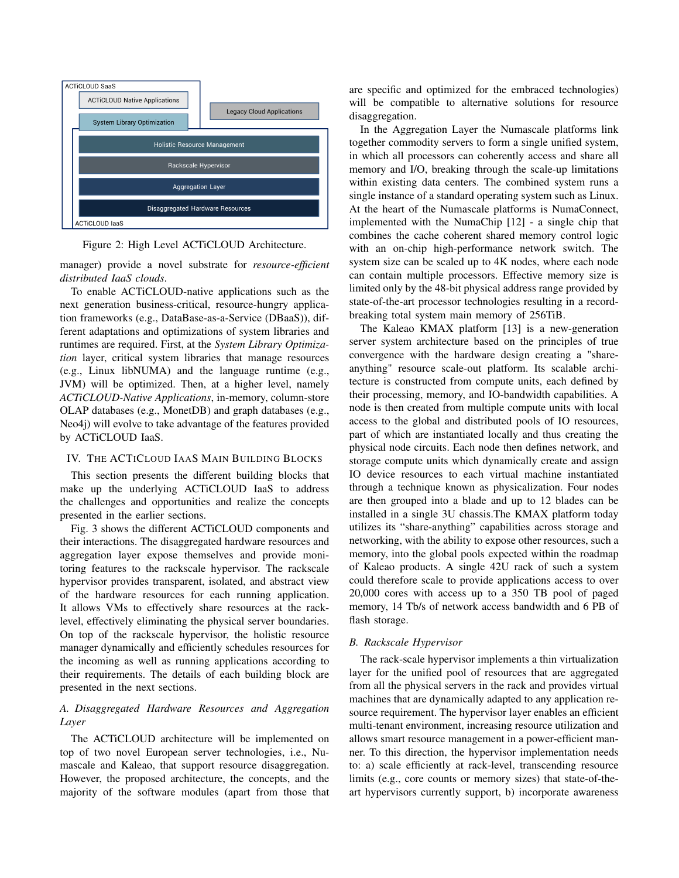ACTiCLOUD SaaS

ACTiCLOUD Native Applications

Legacy Cloud Applications

System Library Optimization

Holistic Resource Management

Rackscale Hypervisor

Aggregation Layer

Disaggregated Hardware Resources

ACTiCLOUD IaaS

Figure 2: High Level ACTiCLOUD Architecture.

manager) provide a novel substrate for *resource-efficient distributed IaaS clouds*.

To enable ACTiCLOUD-native applications such as the next generation business-critical, resource-hungry application frameworks (e.g., DataBase-as-a-Service (DBaaS)), different adaptations and optimizations of system libraries and runtimes are required. First, at the *System Library Optimization* layer, critical system libraries that manage resources (e.g., Linux libNUMA) and the language runtime (e.g., JVM) will be optimized. Then, at a higher level, namely *ACTiCLOUD-Native Applications*, in-memory, column-store OLAP databases (e.g., MonetDB) and graph databases (e.g., Neo4j) will evolve to take advantage of the features provided by ACTiCLOUD IaaS.

## IV. The ACTiCLOUD IaaS Main Building Blocks

This section presents the different building blocks that make up the underlying ACTiCLOUD IaaS to address the challenges and opportunities and realize the concepts presented in the earlier sections.

Fig. 3 shows the different ACTiCLOUD components and their interactions. The disaggregated hardware resources and aggregation layer expose themselves and provide monitoring features to the rackscale hypervisor. The rackscale hypervisor provides transparent, isolated, and abstract view of the hardware resources for each running application. It allows VMs to effectively share resources at the rack-level, effectively eliminating the physical server boundaries. On top of the rackscale hypervisor, the holistic resource manager dynamically and efficiently schedules resources for the incoming as well as running applications according to their requirements. The details of each building block are presented in the next sections.

### *A. Disaggregated Hardware Resources and Aggregation Layer*

The ACTiCLOUD architecture will be implemented on top of two novel European server technologies, i.e., Numascale and Kaleao, that support resource disaggregation. However, the proposed architecture, the concepts, and the majority of the software modules (apart from those that are specific and optimized for the embraced technologies) will be compatible to alternative solutions for resource disaggregation.

In the Aggregation Layer the Numascale platforms link together commodity servers to form a single unified system, in which all processors can coherently access and share all memory and I/O, breaking through the scale-up limitations within existing data centers. The combined system runs a single instance of a standard operating system such as Linux. At the heart of the Numascale platforms is NumaConnect, implemented with the NumaChip [12] - a single chip that combines the cache coherent shared memory control logic with an on-chip high-performance network switch. The system size can be scaled up to 4K nodes, where each node can contain multiple processors. Effective memory size is limited only by the 48-bit physical address range provided by state-of-the-art processor technologies resulting in a record-breaking total system main memory of 256TiB.

The Kaleao KMAX platform [13] is a new-generation server system architecture based on the principles of true convergence with the hardware design creating a "share-anything" resource scale-out platform. Its scalable architecture is constructed from compute units, each defined by their processing, memory, and IO-bandwidth capabilities. A node is then created from multiple compute units with local access to the global and distributed pools of IO resources, part of which are instantiated locally and thus creating the physical node circuits. Each node then defines network, and storage compute units which dynamically create and assign IO device resources to each virtual machine instantiated through a technique known as physicalization. Four nodes are then grouped into a blade and up to 12 blades can be installed in a single 3U chassis.The KMAX platform today utilizes its "share-anything" capabilities across storage and networking, with the ability to expose other resources, such a memory, into the global pools expected within the roadmap of Kaleao products. A single 42U rack of such a system could therefore scale to provide applications access to over 20,000 cores with access up to a 350 TB pool of paged memory, 14 Tb/s of network access bandwidth and 6 PB of flash storage.

### *B. Rackscale Hypervisor*

The rack-scale hypervisor implements a thin virtualization layer for the unified pool of resources that are aggregated from all the physical servers in the rack and provides virtual machines that are dynamically adapted to any application resource requirement. The hypervisor layer enables an efficient multi-tenant environment, increasing resource utilization and allows smart resource management in a power-efficient manner. To this direction, the hypervisor implementation needs to: a) scale efficiently at rack-level, transcending resource limits (e.g., core counts or memory sizes) that state-of-the-art hypervisors currently support, b) incorporate awareness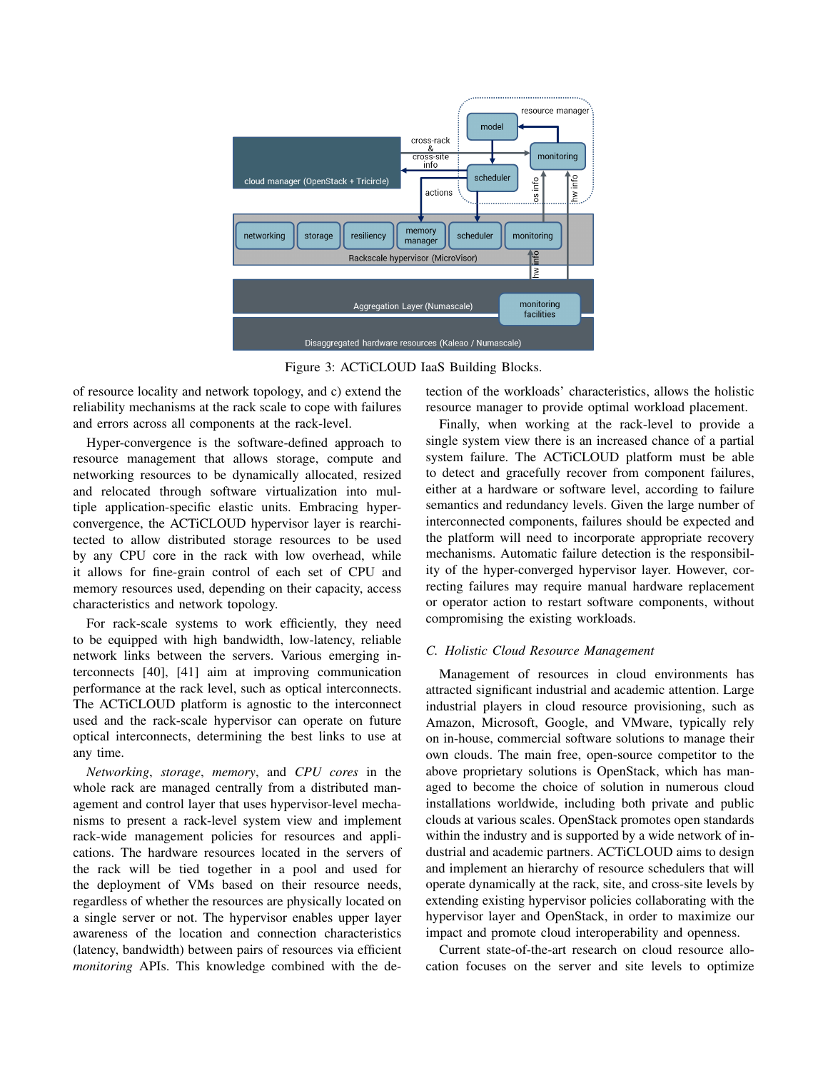Figure 3: ACTiCLOUD IaaS Building Blocks.

of resource locality and network topology, and c) extend the reliability mechanisms at the rack scale to cope with failures and errors across all components at the rack-level.

Hyper-convergence is the software-defined approach to resource management that allows storage, compute and networking resources to be dynamically allocated, resized and relocated through software virtualization into multiple application-specific elastic units. Embracing hyper-convergence, the ACTiCLOUD hypervisor layer is rearchitected to allow distributed storage resources to be used by any CPU core in the rack with low overhead, while it allows for fine-grain control of each set of CPU and memory resources used, depending on their capacity, access characteristics and network topology.

For rack-scale systems to work efficiently, they need to be equipped with high bandwidth, low-latency, reliable network links between the servers. Various emerging interconnects [40], [41] aim at improving communication performance at the rack level, such as optical interconnects. The ACTiCLOUD platform is agnostic to the interconnect used and the rack-scale hypervisor can operate on future optical interconnects, determining the best links to use at any time.

*Networking*, *storage*, *memory*, and *CPU cores* in the whole rack are managed centrally from a distributed management and control layer that uses hypervisor-level mechanisms to present a rack-level system view and implement rack-wide management policies for resources and applications. The hardware resources located in the servers of the rack will be tied together in a pool and used for the deployment of VMs based on their resource needs, regardless of whether the resources are physically located on a single server or not. The hypervisor enables upper layer awareness of the location and connection characteristics (latency, bandwidth) between pairs of resources via efficient *monitoring* APIs. This knowledge combined with the detection of the workloads' characteristics, allows the holistic resource manager to provide optimal workload placement.

Finally, when working at the rack-level to provide a single system view there is an increased chance of a partial system failure. The ACTiCLOUD platform must be able to detect and gracefully recover from component failures, either at a hardware or software level, according to failure semantics and redundancy levels. Given the large number of interconnected components, failures should be expected and the platform will need to incorporate appropriate recovery mechanisms. Automatic failure detection is the responsibility of the hyper-converged hypervisor layer. However, correcting failures may require manual hardware replacement or operator action to restart software components, without compromising the existing workloads.

### C. Holistic Cloud Resource Management

Management of resources in cloud environments has attracted significant industrial and academic attention. Large industrial players in cloud resource provisioning, such as Amazon, Microsoft, Google, and VMware, typically rely on in-house, commercial software solutions to manage their own clouds. The main free, open-source competitor to the above proprietary solutions is OpenStack, which has managed to become the choice of solution in numerous cloud installations worldwide, including both private and public clouds at various scales. OpenStack promotes open standards within the industry and is supported by a wide network of industrial and academic partners. ACTiCLOUD aims to design and implement an hierarchy of resource schedulers that will operate dynamically at the rack, site, and cross-site levels by extending existing hypervisor policies collaborating with the hypervisor layer and OpenStack, in order to maximize our impact and promote cloud interoperability and openness.

Current state-of-the-art research on cloud resource allocation focuses on the server and site levels to optimize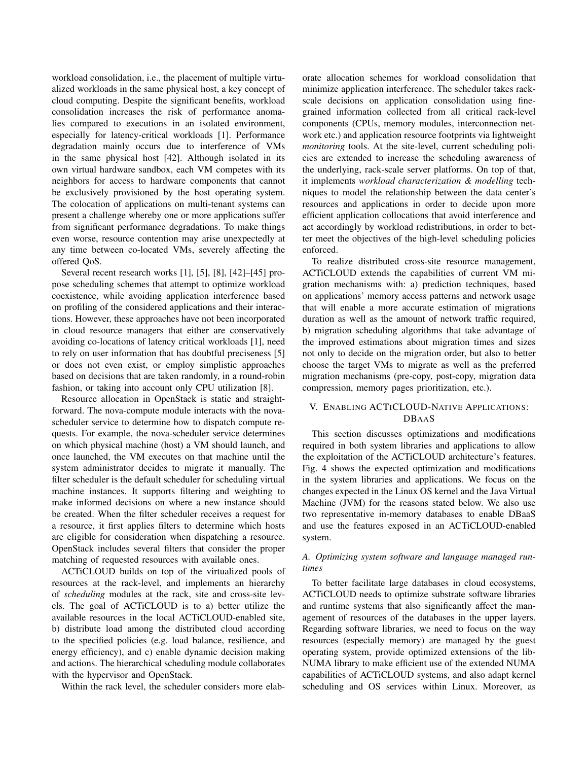workload consolidation, i.e., the placement of multiple virtualized workloads in the same physical host, a key concept of cloud computing. Despite the significant benefits, workload consolidation increases the risk of performance anomalies compared to executions in an isolated environment, especially for latency-critical workloads [1]. Performance degradation mainly occurs due to interference of VMs in the same physical host [42]. Although isolated in its own virtual hardware sandbox, each VM competes with its neighbors for access to hardware components that cannot be exclusively provisioned by the host operating system. The colocation of applications on multi-tenant systems can present a challenge whereby one or more applications suffer from significant performance degradations. To make things even worse, resource contention may arise unexpectedly at any time between co-located VMs, severely affecting the offered QoS.

Several recent research works [1], [5], [8], [42]–[45] propose scheduling schemes that attempt to optimize workload coexistence, while avoiding application interference based on profiling of the considered applications and their interactions. However, these approaches have not been incorporated in cloud resource managers that either are conservatively avoiding co-locations of latency critical workloads [1], need to rely on user information that has doubtful preciseness [5] or does not even exist, or employ simplistic approaches based on decisions that are taken randomly, in a round-robin fashion, or taking into account only CPU utilization [8].

Resource allocation in OpenStack is static and straightforward. The nova-compute module interacts with the nova-scheduler service to determine how to dispatch compute requests. For example, the nova-scheduler service determines on which physical machine (host) a VM should launch, and once launched, the VM executes on that machine until the system administrator decides to migrate it manually. The filter scheduler is the default scheduler for scheduling virtual machine instances. It supports filtering and weighting to make informed decisions on where a new instance should be created. When the filter scheduler receives a request for a resource, it first applies filters to determine which hosts are eligible for consideration when dispatching a resource. OpenStack includes several filters that consider the proper matching of requested resources with available ones.

ACTiCLOUD builds on top of the virtualized pools of resources at the rack-level, and implements an hierarchy of *scheduling* modules at the rack, site and cross-site levels. The goal of ACTiCLOUD is to a) better utilize the available resources in the local ACTiCLOUD-enabled site, b) distribute load among the distributed cloud according to the specified policies (e.g. load balance, resilience, and energy efficiency), and c) enable dynamic decision making and actions. The hierarchical scheduling module collaborates with the hypervisor and OpenStack.

Within the rack level, the scheduler considers more elaborate allocation schemes for workload consolidation that minimize application interference. The scheduler takes rack-scale decisions on application consolidation using fine-grained information collected from all critical rack-level components (CPUs, memory modules, interconnection network etc.) and application resource footprints via lightweight *monitoring* tools. At the site-level, current scheduling policies are extended to increase the scheduling awareness of the underlying, rack-scale server platforms. On top of that, it implements *workload characterization & modelling* techniques to model the relationship between the data center's resources and applications in order to decide upon more efficient application collocations that avoid interference and act accordingly by workload redistributions, in order to better meet the objectives of the high-level scheduling policies enforced.

To realize distributed cross-site resource management, ACTiCLOUD extends the capabilities of current VM migration mechanisms with: a) prediction techniques, based on applications' memory access patterns and network usage that will enable a more accurate estimation of migrations duration as well as the amount of network traffic required, b) migration scheduling algorithms that take advantage of the improved estimations about migration times and sizes not only to decide on the migration order, but also to better choose the target VMs to migrate as well as the preferred migration mechanisms (pre-copy, post-copy, migration data compression, memory pages prioritization, etc.).

## V. Enabling ACTiCLOUD-Native Applications: DBaaS

This section discusses optimizations and modifications required in both system libraries and applications to allow the exploitation of the ACTiCLOUD architecture's features. Fig. 4 shows the expected optimization and modifications in the system libraries and applications. We focus on the changes expected in the Linux OS kernel and the Java Virtual Machine (JVM) for the reasons stated below. We also use two representative in-memory databases to enable DBaaS and use the features exposed in an ACTiCLOUD-enabled system.

### A. Optimizing system software and language managed runtimes

To better facilitate large databases in cloud ecosystems, ACTiCLOUD needs to optimize substrate software libraries and runtime systems that also significantly affect the management of resources of the databases in the upper layers. Regarding software libraries, we need to focus on the way resources (especially memory) are managed by the guest operating system, provide optimized extensions of the libNUMA library to make efficient use of the extended NUMA capabilities of ACTiCLOUD systems, and also adapt kernel scheduling and OS services within Linux. Moreover, as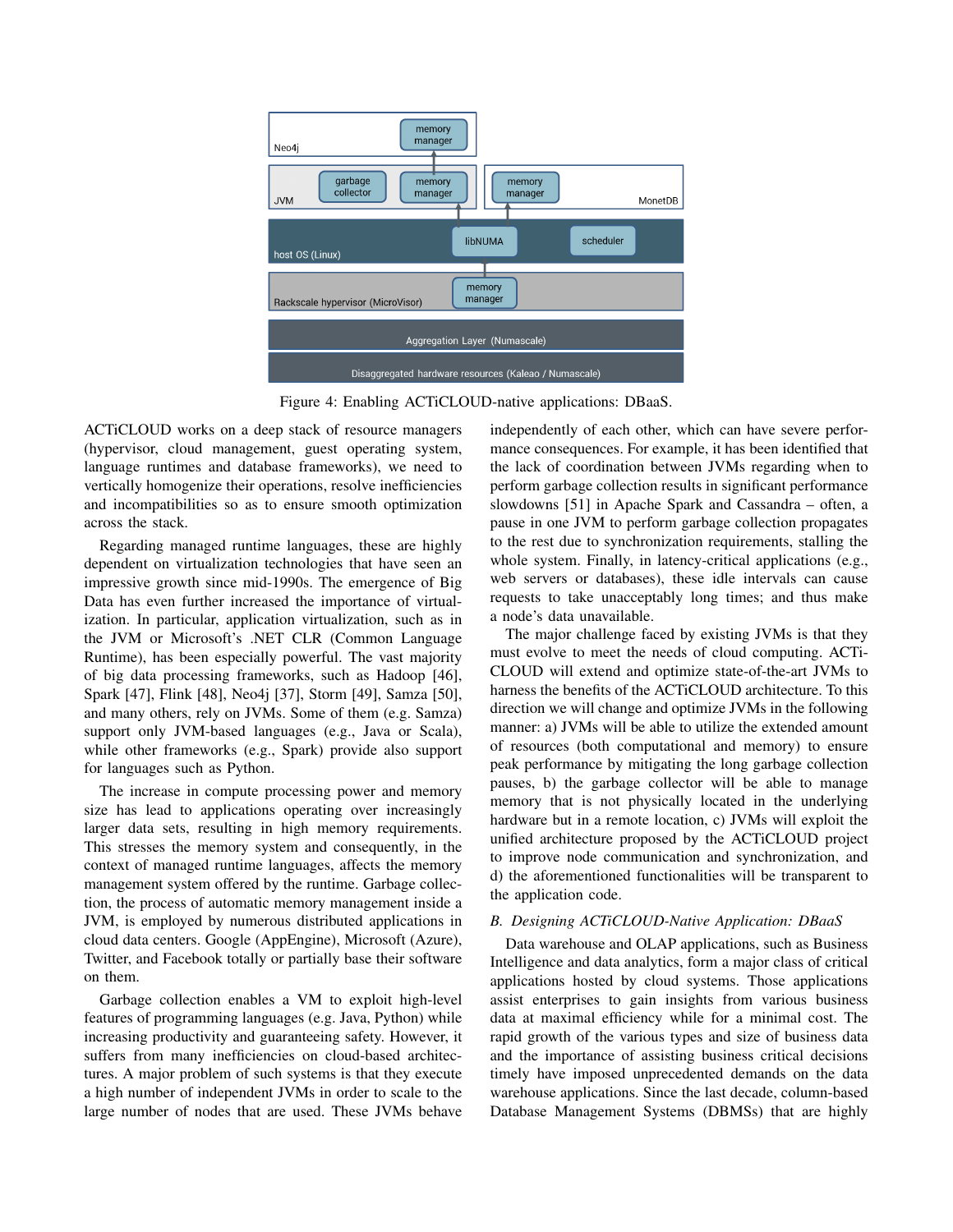Neo4j
memory manager
JVM
garbage collector
memory manager
memory manager
MonetDB
host OS (Linux)
libNUMA
scheduler
Rackscale hypervisor (MicroVisor)
memory manager
Aggregation Layer (Numascale)
Disaggregated hardware resources (Kaleao / Numascale)

Figure 4: Enabling ACTiCLOUD-native applications: DBaaS.

ACTiCLOUD works on a deep stack of resource managers (hypervisor, cloud management, guest operating system, language runtimes and database frameworks), we need to vertically homogenize their operations, resolve inefficiencies and incompatibilities so as to ensure smooth optimization across the stack.

Regarding managed runtime languages, these are highly dependent on virtualization technologies that have seen an impressive growth since mid-1990s. The emergence of Big Data has even further increased the importance of virtualization. In particular, application virtualization, such as in the JVM or Microsoft's .NET CLR (Common Language Runtime), has been especially powerful. The vast majority of big data processing frameworks, such as Hadoop [46], Spark [47], Flink [48], Neo4j [37], Storm [49], Samza [50], and many others, rely on JVMs. Some of them (e.g. Samza) support only JVM-based languages (e.g., Java or Scala), while other frameworks (e.g., Spark) provide also support for languages such as Python.

The increase in compute processing power and memory size has lead to applications operating over increasingly larger data sets, resulting in high memory requirements. This stresses the memory system and consequently, in the context of managed runtime languages, affects the memory management system offered by the runtime. Garbage collection, the process of automatic memory management inside a JVM, is employed by numerous distributed applications in cloud data centers. Google (AppEngine), Microsoft (Azure), Twitter, and Facebook totally or partially base their software on them.

Garbage collection enables a VM to exploit high-level features of programming languages (e.g. Java, Python) while increasing productivity and guaranteeing safety. However, it suffers from many inefficiencies on cloud-based architectures. A major problem of such systems is that they execute a high number of independent JVMs in order to scale to the large number of nodes that are used. These JVMs behave independently of each other, which can have severe performance consequences. For example, it has been identified that the lack of coordination between JVMs regarding when to perform garbage collection results in significant performance slowdowns [51] in Apache Spark and Cassandra – often, a pause in one JVM to perform garbage collection propagates to the rest due to synchronization requirements, stalling the whole system. Finally, in latency-critical applications (e.g., web servers or databases), these idle intervals can cause requests to take unacceptably long times; and thus make a node's data unavailable.

The major challenge faced by existing JVMs is that they must evolve to meet the needs of cloud computing. ACTiCLOUD will extend and optimize state-of-the-art JVMs to harness the benefits of the ACTiCLOUD architecture. To this direction we will change and optimize JVMs in the following manner: a) JVMs will be able to utilize the extended amount of resources (both computational and memory) to ensure peak performance by mitigating the long garbage collection pauses, b) the garbage collector will be able to manage memory that is not physically located in the underlying hardware but in a remote location, c) JVMs will exploit the unified architecture proposed by the ACTiCLOUD project to improve node communication and synchronization, and d) the aforementioned functionalities will be transparent to the application code.

### B. Designing ACTiCLOUD-Native Application: DBaaS

Data warehouse and OLAP applications, such as Business Intelligence and data analytics, form a major class of critical applications hosted by cloud systems. Those applications assist enterprises to gain insights from various business data at maximal efficiency while for a minimal cost. The rapid growth of the various types and size of business data and the importance of assisting business critical decisions timely have imposed unprecedented demands on the data warehouse applications. Since the last decade, column-based Database Management Systems (DBMSs) that are highly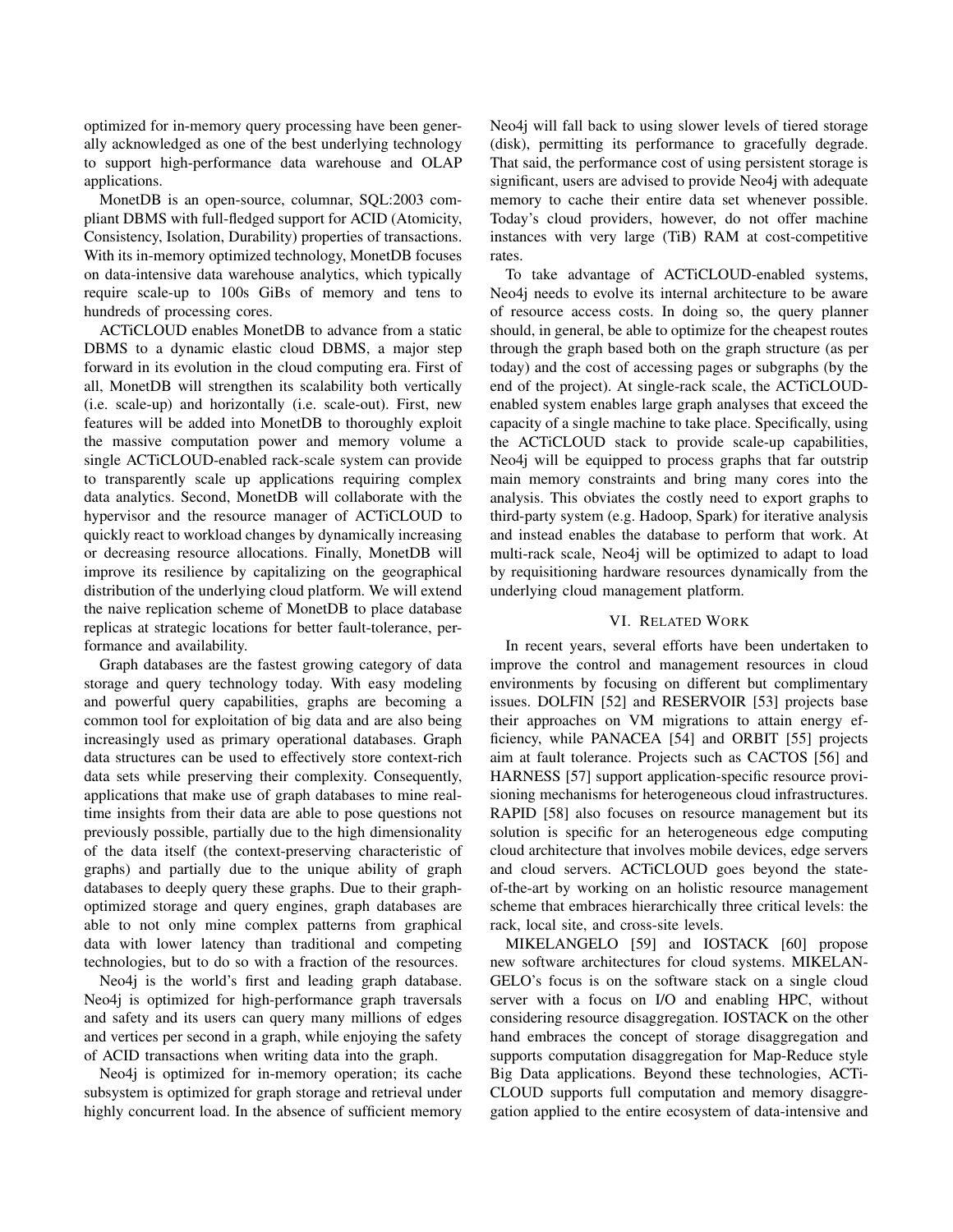optimized for in-memory query processing have been generally acknowledged as one of the best underlying technology to support high-performance data warehouse and OLAP applications.

MonetDB is an open-source, columnar, SQL:2003 compliant DBMS with full-fledged support for ACID (Atomicity, Consistency, Isolation, Durability) properties of transactions. With its in-memory optimized technology, MonetDB focuses on data-intensive data warehouse analytics, which typically require scale-up to 100s GiBs of memory and tens to hundreds of processing cores.

ACTiCLOUD enables MonetDB to advance from a static DBMS to a dynamic elastic cloud DBMS, a major step forward in its evolution in the cloud computing era. First of all, MonetDB will strengthen its scalability both vertically (i.e. scale-up) and horizontally (i.e. scale-out). First, new features will be added into MonetDB to thoroughly exploit the massive computation power and memory volume a single ACTiCLOUD-enabled rack-scale system can provide to transparently scale up applications requiring complex data analytics. Second, MonetDB will collaborate with the hypervisor and the resource manager of ACTiCLOUD to quickly react to workload changes by dynamically increasing or decreasing resource allocations. Finally, MonetDB will improve its resilience by capitalizing on the geographical distribution of the underlying cloud platform. We will extend the naive replication scheme of MonetDB to place database replicas at strategic locations for better fault-tolerance, performance and availability.

Graph databases are the fastest growing category of data storage and query technology today. With easy modeling and powerful query capabilities, graphs are becoming a common tool for exploitation of big data and are also being increasingly used as primary operational databases. Graph data structures can be used to effectively store context-rich data sets while preserving their complexity. Consequently, applications that make use of graph databases to mine real-time insights from their data are able to pose questions not previously possible, partially due to the high dimensionality of the data itself (the context-preserving characteristic of graphs) and partially due to the unique ability of graph databases to deeply query these graphs. Due to their graph-optimized storage and query engines, graph databases are able to not only mine complex patterns from graphical data with lower latency than traditional and competing technologies, but to do so with a fraction of the resources.

Neo4j is the world's first and leading graph database. Neo4j is optimized for high-performance graph traversals and safety and its users can query many millions of edges and vertices per second in a graph, while enjoying the safety of ACID transactions when writing data into the graph.

Neo4j is optimized for in-memory operation; its cache subsystem is optimized for graph storage and retrieval under highly concurrent load. In the absence of sufficient memory Neo4j will fall back to using slower levels of tiered storage (disk), permitting its performance to gracefully degrade. That said, the performance cost of using persistent storage is significant, users are advised to provide Neo4j with adequate memory to cache their entire data set whenever possible. Today's cloud providers, however, do not offer machine instances with very large (TiB) RAM at cost-competitive rates.

To take advantage of ACTiCLOUD-enabled systems, Neo4j needs to evolve its internal architecture to be aware of resource access costs. In doing so, the query planner should, in general, be able to optimize for the cheapest routes through the graph based both on the graph structure (as per today) and the cost of accessing pages or subgraphs (by the end of the project). At single-rack scale, the ACTiCLOUD-enabled system enables large graph analyses that exceed the capacity of a single machine to take place. Specifically, using the ACTiCLOUD stack to provide scale-up capabilities, Neo4j will be equipped to process graphs that far outstrip main memory constraints and bring many cores into the analysis. This obviates the costly need to export graphs to third-party system (e.g. Hadoop, Spark) for iterative analysis and instead enables the database to perform that work. At multi-rack scale, Neo4j will be optimized to adapt to load by requisitioning hardware resources dynamically from the underlying cloud management platform.

## VI. Related Work

In recent years, several efforts have been undertaken to improve the control and management resources in cloud environments by focusing on different but complimentary issues. DOLFIN [52] and RESERVOIR [53] projects base their approaches on VM migrations to attain energy efficiency, while PANACEA [54] and ORBIT [55] projects aim at fault tolerance. Projects such as CACTOS [56] and HARNESS [57] support application-specific resource provisioning mechanisms for heterogeneous cloud infrastructures. RAPID [58] also focuses on resource management but its solution is specific for an heterogeneous edge computing cloud architecture that involves mobile devices, edge servers and cloud servers. ACTiCLOUD goes beyond the state-of-the-art by working on an holistic resource management scheme that embraces hierarchically three critical levels: the rack, local site, and cross-site levels.

MIKELANGELO [59] and IOSTACK [60] propose new software architectures for cloud systems. MIKELANGELO's focus is on the software stack on a single cloud server with a focus on I/O and enabling HPC, without considering resource disaggregation. IOSTACK on the other hand embraces the concept of storage disaggregation and supports computation disaggregation for Map-Reduce style Big Data applications. Beyond these technologies, ACTiCLOUD supports full computation and memory disaggregation applied to the entire ecosystem of data-intensive and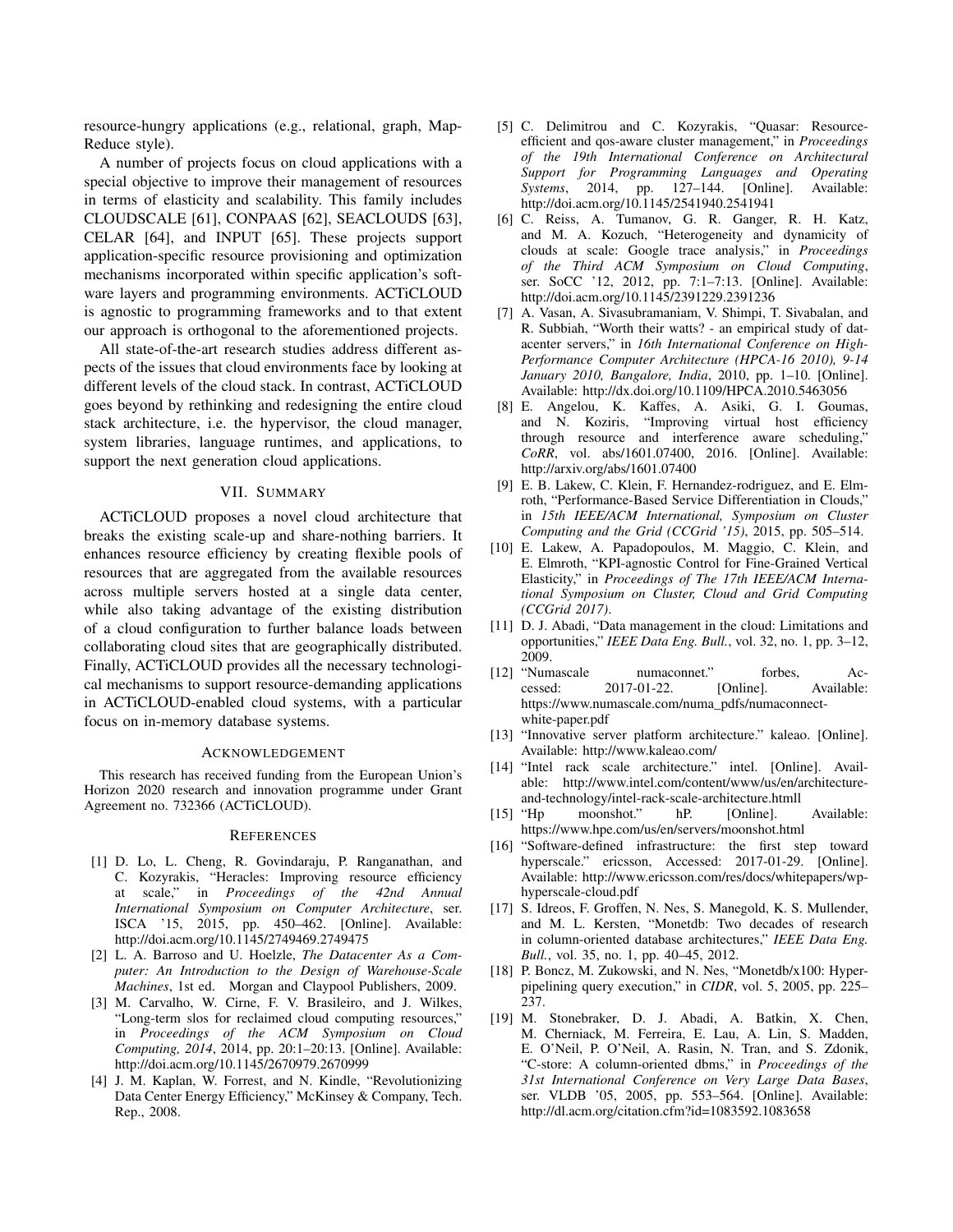resource-hungry applications (e.g., relational, graph, Map-Reduce style).

A number of projects focus on cloud applications with a special objective to improve their management of resources in terms of elasticity and scalability. This family includes CLOUDSCALE [61], CONPAAS [62], SEACLOUDS [63], CELAR [64], and INPUT [65]. These projects support application-specific resource provisioning and optimization mechanisms incorporated within specific application's software layers and programming environments. ACTiCLOUD is agnostic to programming frameworks and to that extent our approach is orthogonal to the aforementioned projects.

All state-of-the-art research studies address different aspects of the issues that cloud environments face by looking at different levels of the cloud stack. In contrast, ACTiCLOUD goes beyond by rethinking and redesigning the entire cloud stack architecture, i.e. the hypervisor, the cloud manager, system libraries, language runtimes, and applications, to support the next generation cloud applications.

## VII. Summary

ACTiCLOUD proposes a novel cloud architecture that breaks the existing scale-up and share-nothing barriers. It enhances resource efficiency by creating flexible pools of resources that are aggregated from the available resources across multiple servers hosted at a single data center, while also taking advantage of the existing distribution of a cloud configuration to further balance loads between collaborating cloud sites that are geographically distributed. Finally, ACTiCLOUD provides all the necessary technological mechanisms to support resource-demanding applications in ACTiCLOUD-enabled cloud systems, with a particular focus on in-memory database systems.

## Acknowledgement

This research has received funding from the European Union's Horizon 2020 research and innovation programme under Grant Agreement no. 732366 (ACTiCLOUD).

## References

[1] D. Lo, L. Cheng, R. Govindaraju, P. Ranganathan, and C. Kozyrakis, "Heracles: Improving resource efficiency at scale," in *Proceedings of the 42nd Annual International Symposium on Computer Architecture*, ser. ISCA '15, 2015, pp. 450–462. [Online]. Available: http://doi.acm.org/10.1145/2749469.2749475

[2] L. A. Barroso and U. Hoelzle, *The Datacenter As a Computer: An Introduction to the Design of Warehouse-Scale Machines*, 1st ed. Morgan and Claypool Publishers, 2009.

[3] M. Carvalho, W. Cirne, F. V. Brasileiro, and J. Wilkes, "Long-term slos for reclaimed cloud computing resources," in *Proceedings of the ACM Symposium on Cloud Computing, 2014*, 2014, pp. 20:1–20:13. [Online]. Available: http://doi.acm.org/10.1145/2670979.2670999

[4] J. M. Kaplan, W. Forrest, and N. Kindle, "Revolutionizing Data Center Energy Efficiency," McKinsey & Company, Tech. Rep., 2008.

[5] C. Delimitrou and C. Kozyrakis, "Quasar: Resource-efficient and qos-aware cluster management," in *Proceedings of the 19th International Conference on Architectural Support for Programming Languages and Operating Systems*, 2014, pp. 127–144. [Online]. Available: http://doi.acm.org/10.1145/2541940.2541941

[6] C. Reiss, A. Tumanov, G. R. Ganger, R. H. Katz, and M. A. Kozuch, "Heterogeneity and dynamicity of clouds at scale: Google trace analysis," in *Proceedings of the Third ACM Symposium on Cloud Computing*, ser. SoCC '12, 2012, pp. 7:1–7:13. [Online]. Available: http://doi.acm.org/10.1145/2391229.2391236

[7] A. Vasan, A. Sivasubramaniam, V. Shimpi, T. Sivabalan, and R. Subbiah, "Worth their watts? - an empirical study of datacenter servers," in *16th International Conference on High-Performance Computer Architecture (HPCA-16 2010), 9-14 January 2010, Bangalore, India*, 2010, pp. 1–10. [Online]. Available: http://dx.doi.org/10.1109/HPCA.2010.5463056

[8] E. Angelou, K. Kaffes, A. Asiki, G. I. Goumas, and N. Koziris, "Improving virtual host efficiency through resource and interference aware scheduling," *CoRR*, vol. abs/1601.07400, 2016. [Online]. Available: http://arxiv.org/abs/1601.07400

[9] E. B. Lakew, C. Klein, F. Hernandez-rodriguez, and E. Elmroth, "Performance-Based Service Differentiation in Clouds," in *15th IEEE/ACM International, Symposium on Cluster Computing and the Grid (CCGrid '15)*, 2015, pp. 505–514.

[10] E. Lakew, A. Papadopoulos, M. Maggio, C. Klein, and E. Elmroth, "KPI-agnostic Control for Fine-Grained Vertical Elasticity," in *Proceedings of The 17th IEEE/ACM International Symposium on Cluster, Cloud and Grid Computing (CCGrid 2017)*.

[11] D. J. Abadi, "Data management in the cloud: Limitations and opportunities," *IEEE Data Eng. Bull.*, vol. 32, no. 1, pp. 3–12, 2009.

[12] "Numascale numaconnet." forbes, Accessed: 2017-01-22. [Online]. Available: https://www.numascale.com/numa_pdfs/numaconnect-white-paper.pdf

[13] "Innovative server platform architecture." kaleao. [Online]. Available: http://www.kaleao.com/

[14] "Intel rack scale architecture." intel. [Online]. Available: http://www.intel.com/content/www/us/en/architecture-and-technology/intel-rack-scale-architecture.htmll

[15] "Hp moonshot." hP. [Online]. Available: https://www.hpe.com/us/en/servers/moonshot.html

[16] "Software-defined infrastructure: the first step toward hyperscale." ericsson, Accessed: 2017-01-29. [Online]. Available: http://www.ericsson.com/res/docs/whitepapers/wp-hyperscale-cloud.pdf

[17] S. Idreos, F. Groffen, N. Nes, S. Manegold, K. S. Mullender, and M. L. Kersten, "Monetdb: Two decades of research in column-oriented database architectures," *IEEE Data Eng. Bull.*, vol. 35, no. 1, pp. 40–45, 2012.

[18] P. Boncz, M. Zukowski, and N. Nes, "Monetdb/x100: Hyper-pipelining query execution," in *CIDR*, vol. 5, 2005, pp. 225–237.

[19] M. Stonebraker, D. J. Abadi, A. Batkin, X. Chen, M. Cherniack, M. Ferreira, E. Lau, A. Lin, S. Madden, E. O'Neil, P. O'Neil, A. Rasin, N. Tran, and S. Zdonik, "C-store: A column-oriented dbms," in *Proceedings of the 31st International Conference on Very Large Data Bases*, ser. VLDB '05, 2005, pp. 553–564. [Online]. Available: http://dl.acm.org/citation.cfm?id=1083592.1083658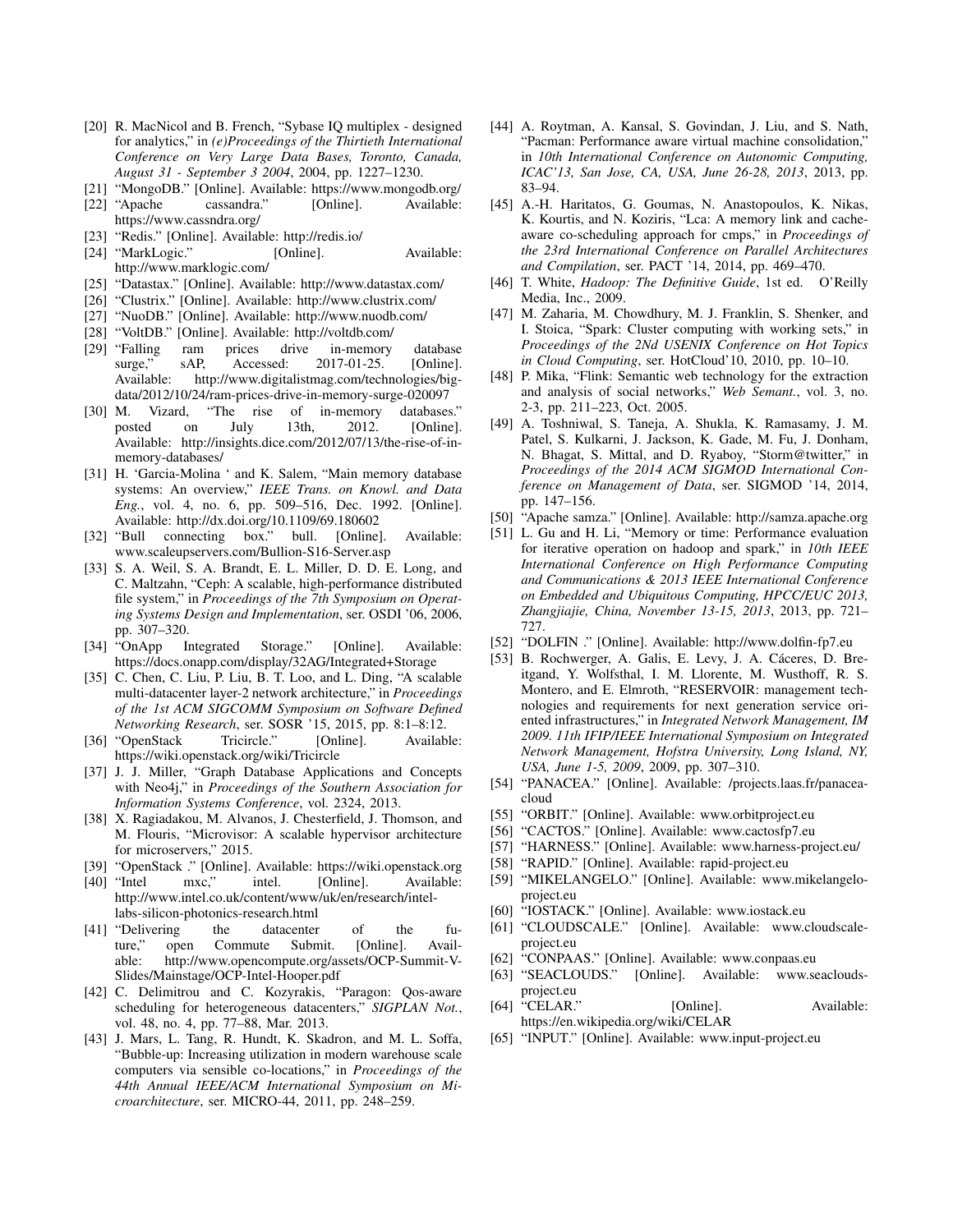[20] R. MacNicol and B. French, "Sybase IQ multiplex - designed for analytics," in *(e)Proceedings of the Thirtieth International Conference on Very Large Data Bases, Toronto, Canada, August 31 - September 3 2004*, 2004, pp. 1227–1230.

[21] "MongoDB." [Online]. Available: https://www.mongodb.org/

[22] "Apache cassandra." [Online]. Available: https://www.cassndra.org/

[23] "Redis." [Online]. Available: http://redis.io/

[24] "MarkLogic." [Online]. Available: http://www.marklogic.com/

[25] "Datastax." [Online]. Available: http://www.datastax.com/

[26] "Clustrix." [Online]. Available: http://www.clustrix.com/

[27] "NuoDB." [Online]. Available: http://www.nuodb.com/

[28] "VoltDB." [Online]. Available: http://voltdb.com/

[29] "Falling ram prices drive in-memory database surge," sAP, Accessed: 2017-01-25. [Online]. Available: http://www.digitalistmag.com/technologies/big-data/2012/10/24/ram-prices-drive-in-memory-surge-020097

[30] M. Vizard, "The rise of in-memory databases." posted on July 13th, 2012. [Online]. Available: http://insights.dice.com/2012/07/13/the-rise-of-in-memory-databases/

[31] H. 'Garcia-Molina ' and K. Salem, "Main memory database systems: An overview," *IEEE Trans. on Knowl. and Data Eng.*, vol. 4, no. 6, pp. 509–516, Dec. 1992. [Online]. Available: http://dx.doi.org/10.1109/69.180602

[32] "Bull connecting box." bull. [Online]. Available: www.scaleupservers.com/Bullion-S16-Server.asp

[33] S. A. Weil, S. A. Brandt, E. L. Miller, D. D. E. Long, and C. Maltzahn, "Ceph: A scalable, high-performance distributed file system," in *Proceedings of the 7th Symposium on Operating Systems Design and Implementation*, ser. OSDI '06, 2006, pp. 307–320.

[34] "OnApp Integrated Storage." [Online]. Available: https://docs.onapp.com/display/32AG/Integrated+Storage

[35] C. Chen, C. Liu, P. Liu, B. T. Loo, and L. Ding, "A scalable multi-datacenter layer-2 network architecture," in *Proceedings of the 1st ACM SIGCOMM Symposium on Software Defined Networking Research*, ser. SOSR '15, 2015, pp. 8:1–8:12.

[36] "OpenStack Tricircle." [Online]. Available: https://wiki.openstack.org/wiki/Tricircle

[37] J. J. Miller, "Graph Database Applications and Concepts with Neo4j," in *Proceedings of the Southern Association for Information Systems Conference*, vol. 2324, 2013.

[38] X. Ragiadakou, M. Alvanos, J. Chesterfield, J. Thomson, and M. Flouris, "Microvisor: A scalable hypervisor architecture for microservers," 2015.

[39] "OpenStack ." [Online]. Available: https://wiki.openstack.org

[40] "Intel mxc," intel. [Online]. Available: http://www.intel.co.uk/content/www/uk/en/research/intel-labs-silicon-photonics-research.html

[41] "Delivering the datacenter of the future," open Commute Submit. [Online]. Available: http://www.opencompute.org/assets/OCP-Summit-V-Slides/Mainstage/OCP-Intel-Hooper.pdf

[42] C. Delimitrou and C. Kozyrakis, "Paragon: Qos-aware scheduling for heterogeneous datacenters," *SIGPLAN Not.*, vol. 48, no. 4, pp. 77–88, Mar. 2013.

[43] J. Mars, L. Tang, R. Hundt, K. Skadron, and M. L. Soffa, "Bubble-up: Increasing utilization in modern warehouse scale computers via sensible co-locations," in *Proceedings of the 44th Annual IEEE/ACM International Symposium on Microarchitecture*, ser. MICRO-44, 2011, pp. 248–259.

[44] A. Roytman, A. Kansal, S. Govindan, J. Liu, and S. Nath, "Pacman: Performance aware virtual machine consolidation," in *10th International Conference on Autonomic Computing, ICAC'13, San Jose, CA, USA, June 26-28, 2013*, 2013, pp. 83–94.

[45] A.-H. Haritatos, G. Goumas, N. Anastopoulos, K. Nikas, K. Kourtis, and N. Koziris, "Lca: A memory link and cache-aware co-scheduling approach for cmps," in *Proceedings of the 23rd International Conference on Parallel Architectures and Compilation*, ser. PACT '14, 2014, pp. 469–470.

[46] T. White, *Hadoop: The Definitive Guide*, 1st ed. O'Reilly Media, Inc., 2009.

[47] M. Zaharia, M. Chowdhury, M. J. Franklin, S. Shenker, and I. Stoica, "Spark: Cluster computing with working sets," in *Proceedings of the 2Nd USENIX Conference on Hot Topics in Cloud Computing*, ser. HotCloud'10, 2010, pp. 10–10.

[48] P. Mika, "Flink: Semantic web technology for the extraction and analysis of social networks," *Web Semant.*, vol. 3, no. 2-3, pp. 211–223, Oct. 2005.

[49] A. Toshniwal, S. Taneja, A. Shukla, K. Ramasamy, J. M. Patel, S. Kulkarni, J. Jackson, K. Gade, M. Fu, J. Donham, N. Bhagat, S. Mittal, and D. Ryaboy, "Storm@twitter," in *Proceedings of the 2014 ACM SIGMOD International Conference on Management of Data*, ser. SIGMOD '14, 2014, pp. 147–156.

[50] "Apache samza." [Online]. Available: http://samza.apache.org

[51] L. Gu and H. Li, "Memory or time: Performance evaluation for iterative operation on hadoop and spark," in *10th IEEE International Conference on High Performance Computing and Communications & 2013 IEEE International Conference on Embedded and Ubiquitous Computing, HPCC/EUC 2013, Zhangjiajie, China, November 13-15, 2013*, 2013, pp. 721–727.

[52] "DOLFIN ." [Online]. Available: http://www.dolfin-fp7.eu

[53] B. Rochwerger, A. Galis, E. Levy, J. A. Cáceres, D. Breitgand, Y. Wolfsthal, I. M. Llorente, M. Wusthoff, R. S. Montero, and E. Elmroth, "RESERVOIR: management technologies and requirements for next generation service oriented infrastructures," in *Integrated Network Management, IM 2009. 11th IFIP/IEEE International Symposium on Integrated Network Management, Hofstra University, Long Island, NY, USA, June 1-5, 2009*, 2009, pp. 307–310.

[54] "PANACEA." [Online]. Available: /projects.laas.fr/panacea-cloud

[55] "ORBIT." [Online]. Available: www.orbitproject.eu

[56] "CACTOS." [Online]. Available: www.cactosfp7.eu

[57] "HARNESS." [Online]. Available: www.harness-project.eu/

[58] "RAPID." [Online]. Available: rapid-project.eu

[59] "MIKELANGELO." [Online]. Available: www.mikelangelo-project.eu

[60] "IOSTACK." [Online]. Available: www.iostack.eu

[61] "CLOUDSCALE." [Online]. Available: www.cloudscale-project.eu

[62] "CONPAAS." [Online]. Available: www.conpaas.eu

[63] "SEACLOUDS." [Online]. Available: www.seaclouds-project.eu

[64] "CELAR." [Online]. Available: https://en.wikipedia.org/wiki/CELAR

[65] "INPUT." [Online]. Available: www.input-project.eu